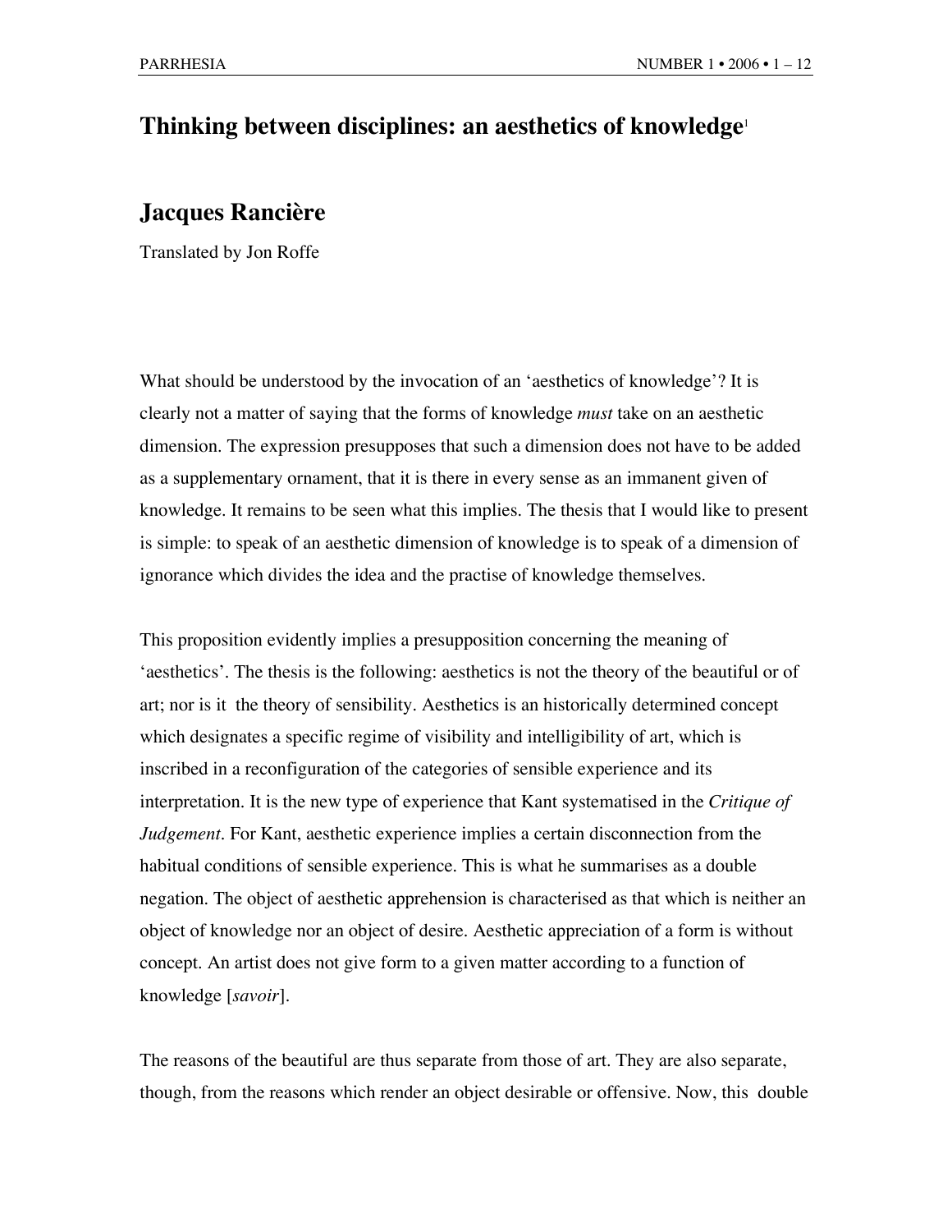# Thinking between disciplines: an aesthetics of knowledge[1]

## Jacques Rancière

Translated by Jon Roffe

What should be understood by the invocation of an 'aesthetics of knowledge'? It is clearly not a matter of saying that the forms of knowledge *must* take on an aesthetic dimension. The expression presupposes that such a dimension does not have to be added as a supplementary ornament, that it is there in every sense as an immanent given of knowledge. It remains to be seen what this implies. The thesis that I would like to present is simple: to speak of an aesthetic dimension of knowledge is to speak of a dimension of ignorance which divides the idea and the practise of knowledge themselves.

This proposition evidently implies a presupposition concerning the meaning of 'aesthetics'. The thesis is the following: aesthetics is not the theory of the beautiful or of art; nor is it the theory of sensibility. Aesthetics is an historically determined concept which designates a specific regime of visibility and intelligibility of art, which is inscribed in a reconfiguration of the categories of sensible experience and its interpretation. It is the new type of experience that Kant systematised in the *Critique of Judgement*. For Kant, aesthetic experience implies a certain disconnection from the habitual conditions of sensible experience. This is what he summarises as a double negation. The object of aesthetic apprehension is characterised as that which is neither an object of knowledge nor an object of desire. Aesthetic appreciation of a form is without concept. An artist does not give form to a given matter according to a function of knowledge [*savoir*].

The reasons of the beautiful are thus separate from those of art. They are also separate, though, from the reasons which render an object desirable or offensive. Now, this double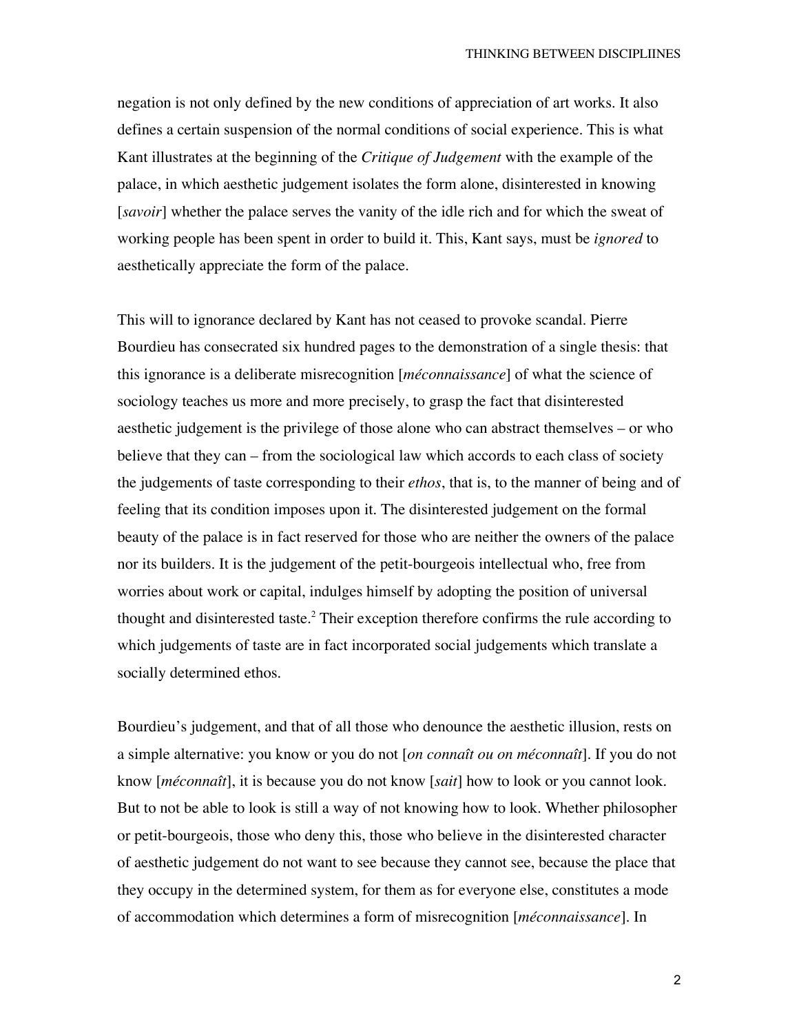negation is not only defined by the new conditions of appreciation of art works. It also defines a certain suspension of the normal conditions of social experience. This is what Kant illustrates at the beginning of the *Critique of Judgement* with the example of the palace, in which aesthetic judgement isolates the form alone, disinterested in knowing [*savoir*] whether the palace serves the vanity of the idle rich and for which the sweat of working people has been spent in order to build it. This, Kant says, must be *ignored* to aesthetically appreciate the form of the palace.

This will to ignorance declared by Kant has not ceased to provoke scandal. Pierre Bourdieu has consecrated six hundred pages to the demonstration of a single thesis: that this ignorance is a deliberate misrecognition [*méconnaissance*] of what the science of sociology teaches us more and more precisely, to grasp the fact that disinterested aesthetic judgement is the privilege of those alone who can abstract themselves – or who believe that they can – from the sociological law which accords to each class of society the judgements of taste corresponding to their *ethos*, that is, to the manner of being and of feeling that its condition imposes upon it. The disinterested judgement on the formal beauty of the palace is in fact reserved for those who are neither the owners of the palace nor its builders. It is the judgement of the petit-bourgeois intellectual who, free from worries about work or capital, indulges himself by adopting the position of universal thought and disinterested taste.[2] Their exception therefore confirms the rule according to which judgements of taste are in fact incorporated social judgements which translate a socially determined ethos.

Bourdieu's judgement, and that of all those who denounce the aesthetic illusion, rests on a simple alternative: you know or you do not [*on connaît ou on méconnaît*]. If you do not know [*méconnaît*], it is because you do not know [*sait*] how to look or you cannot look. But to not be able to look is still a way of not knowing how to look. Whether philosopher or petit-bourgeois, those who deny this, those who believe in the disinterested character of aesthetic judgement do not want to see because they cannot see, because the place that they occupy in the determined system, for them as for everyone else, constitutes a mode of accommodation which determines a form of misrecognition [*méconnaissance*]. In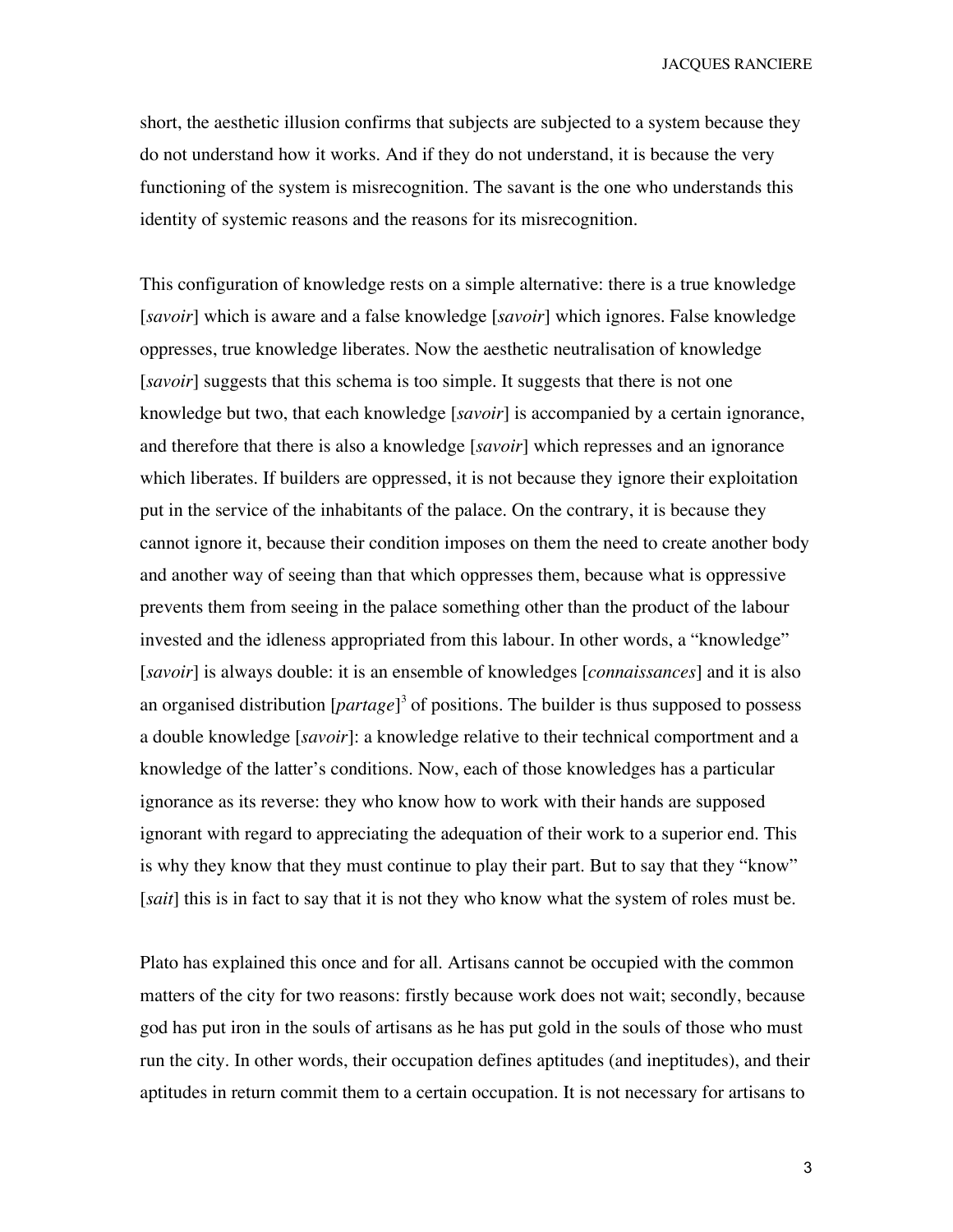short, the aesthetic illusion confirms that subjects are subjected to a system because they do not understand how it works. And if they do not understand, it is because the very functioning of the system is misrecognition. The savant is the one who understands this identity of systemic reasons and the reasons for its misrecognition.

This configuration of knowledge rests on a simple alternative: there is a true knowledge [*savoir*] which is aware and a false knowledge [*savoir*] which ignores. False knowledge oppresses, true knowledge liberates. Now the aesthetic neutralisation of knowledge [*savoir*] suggests that this schema is too simple. It suggests that there is not one knowledge but two, that each knowledge [*savoir*] is accompanied by a certain ignorance, and therefore that there is also a knowledge [*savoir*] which represses and an ignorance which liberates. If builders are oppressed, it is not because they ignore their exploitation put in the service of the inhabitants of the palace. On the contrary, it is because they cannot ignore it, because their condition imposes on them the need to create another body and another way of seeing than that which oppresses them, because what is oppressive prevents them from seeing in the palace something other than the product of the labour invested and the idleness appropriated from this labour. In other words, a "knowledge" [*savoir*] is always double: it is an ensemble of knowledges [*connaissances*] and it is also an organised distribution [*partage*][3] of positions. The builder is thus supposed to possess a double knowledge [*savoir*]: a knowledge relative to their technical comportment and a knowledge of the latter's conditions. Now, each of those knowledges has a particular ignorance as its reverse: they who know how to work with their hands are supposed ignorant with regard to appreciating the adequation of their work to a superior end. This is why they know that they must continue to play their part. But to say that they "know" [*sait*] this is in fact to say that it is not they who know what the system of roles must be.

Plato has explained this once and for all. Artisans cannot be occupied with the common matters of the city for two reasons: firstly because work does not wait; secondly, because god has put iron in the souls of artisans as he has put gold in the souls of those who must run the city. In other words, their occupation defines aptitudes (and ineptitudes), and their aptitudes in return commit them to a certain occupation. It is not necessary for artisans to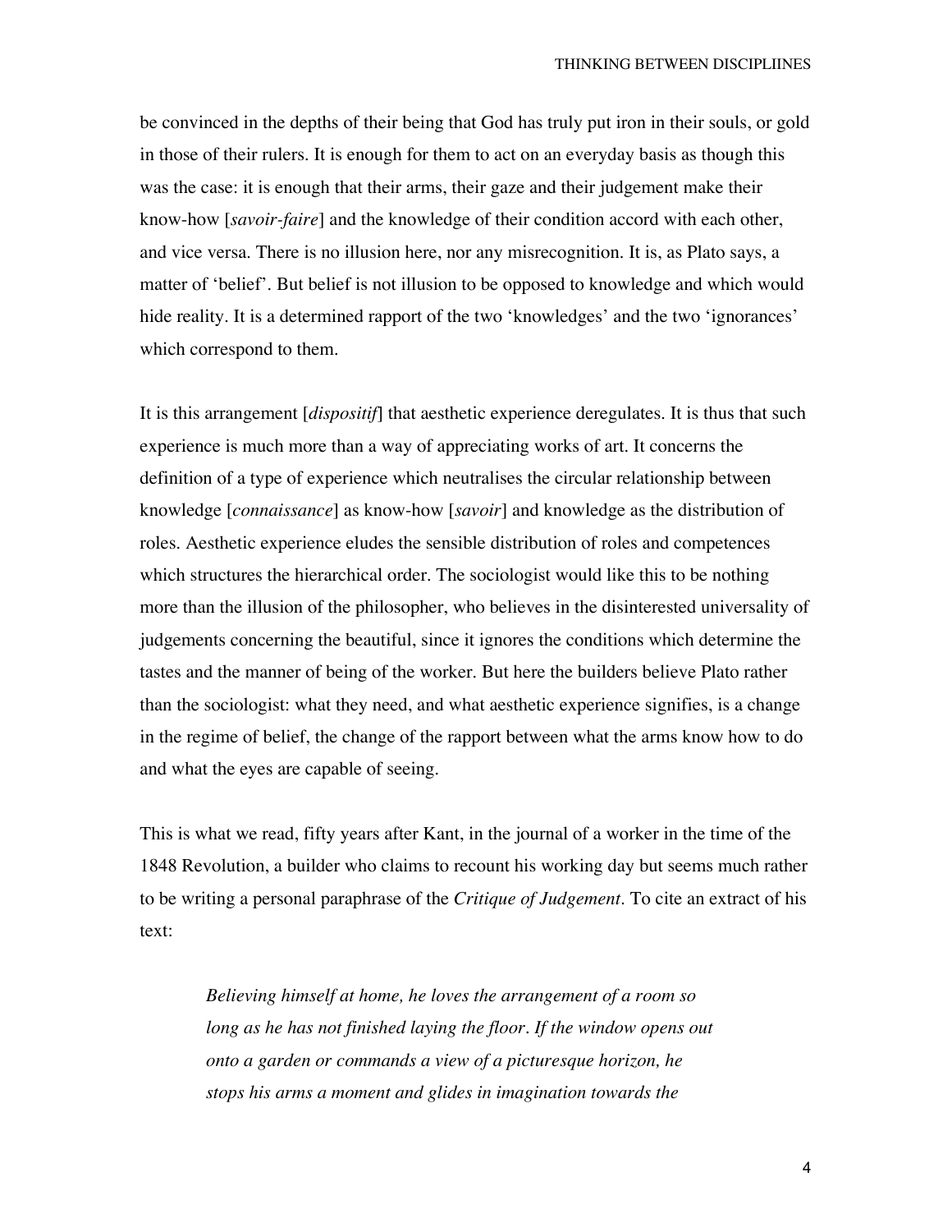be convinced in the depths of their being that God has truly put iron in their souls, or gold in those of their rulers. It is enough for them to act on an everyday basis as though this was the case: it is enough that their arms, their gaze and their judgement make their know-how [*savoir-faire*] and the knowledge of their condition accord with each other, and vice versa. There is no illusion here, nor any misrecognition. It is, as Plato says, a matter of 'belief'. But belief is not illusion to be opposed to knowledge and which would hide reality. It is a determined rapport of the two 'knowledges' and the two 'ignorances' which correspond to them.

It is this arrangement [*dispositif*] that aesthetic experience deregulates. It is thus that such experience is much more than a way of appreciating works of art. It concerns the definition of a type of experience which neutralises the circular relationship between knowledge [*connaissance*] as know-how [*savoir*] and knowledge as the distribution of roles. Aesthetic experience eludes the sensible distribution of roles and competences which structures the hierarchical order. The sociologist would like this to be nothing more than the illusion of the philosopher, who believes in the disinterested universality of judgements concerning the beautiful, since it ignores the conditions which determine the tastes and the manner of being of the worker. But here the builders believe Plato rather than the sociologist: what they need, and what aesthetic experience signifies, is a change in the regime of belief, the change of the rapport between what the arms know how to do and what the eyes are capable of seeing.

This is what we read, fifty years after Kant, in the journal of a worker in the time of the 1848 Revolution, a builder who claims to recount his working day but seems much rather to be writing a personal paraphrase of the *Critique of Judgement*. To cite an extract of his text:

> *Believing himself at home, he loves the arrangement of a room so long as he has not finished laying the floor. If the window opens out onto a garden or commands a view of a picturesque horizon, he stops his arms a moment and glides in imagination towards the*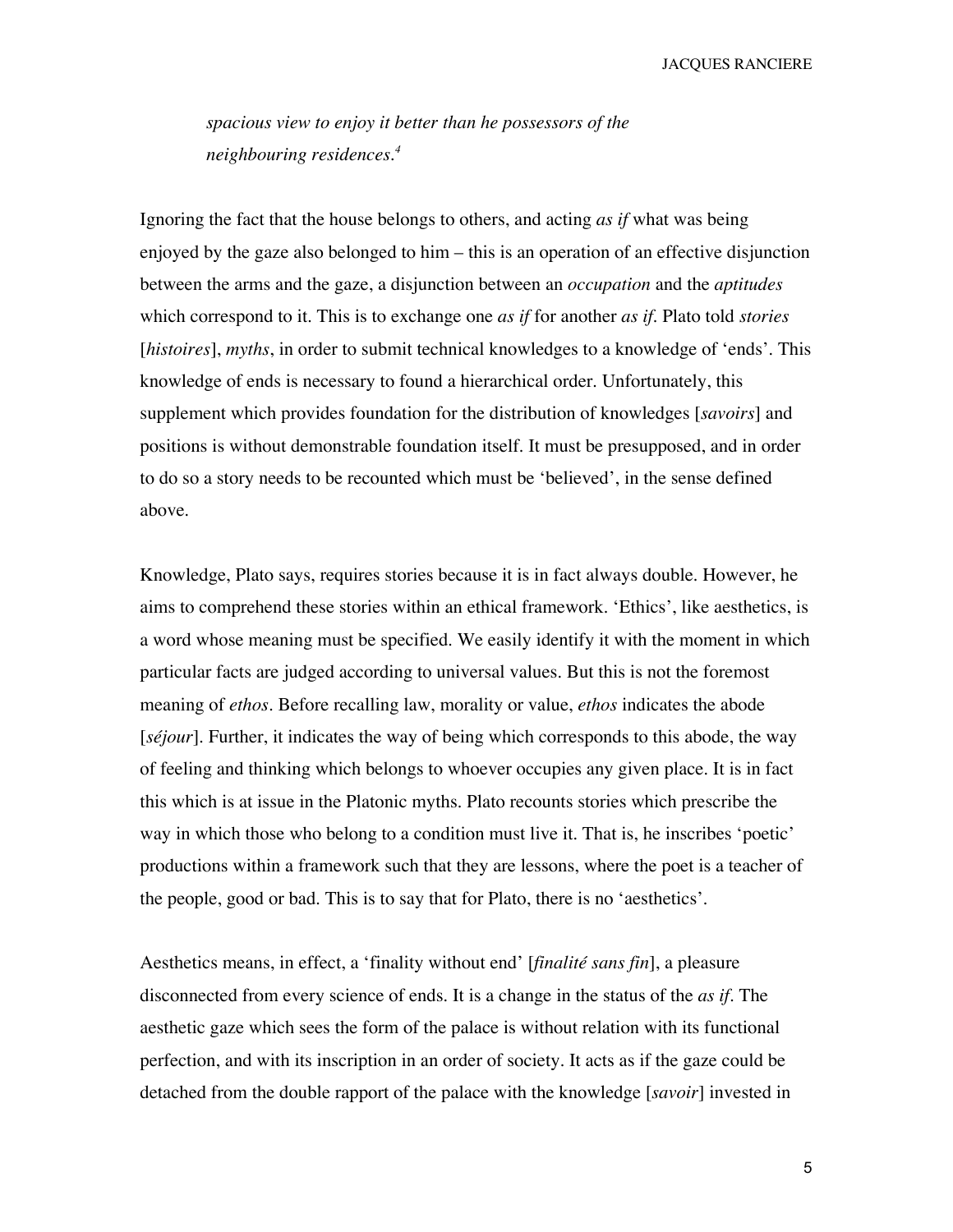*spacious view to enjoy it better than he possessors of the neighbouring residences.*[4]

Ignoring the fact that the house belongs to others, and acting *as if* what was being enjoyed by the gaze also belonged to him – this is an operation of an effective disjunction between the arms and the gaze, a disjunction between an *occupation* and the *aptitudes* which correspond to it. This is to exchange one *as if* for another *as if*. Plato told *stories* [*histoires*], *myths*, in order to submit technical knowledges to a knowledge of 'ends'. This knowledge of ends is necessary to found a hierarchical order. Unfortunately, this supplement which provides foundation for the distribution of knowledges [*savoirs*] and positions is without demonstrable foundation itself. It must be presupposed, and in order to do so a story needs to be recounted which must be 'believed', in the sense defined above.

Knowledge, Plato says, requires stories because it is in fact always double. However, he aims to comprehend these stories within an ethical framework. 'Ethics', like aesthetics, is a word whose meaning must be specified. We easily identify it with the moment in which particular facts are judged according to universal values. But this is not the foremost meaning of *ethos*. Before recalling law, morality or value, *ethos* indicates the abode [*séjour*]. Further, it indicates the way of being which corresponds to this abode, the way of feeling and thinking which belongs to whoever occupies any given place. It is in fact this which is at issue in the Platonic myths. Plato recounts stories which prescribe the way in which those who belong to a condition must live it. That is, he inscribes 'poetic' productions within a framework such that they are lessons, where the poet is a teacher of the people, good or bad. This is to say that for Plato, there is no 'aesthetics'.

Aesthetics means, in effect, a 'finality without end' [*finalité sans fin*], a pleasure disconnected from every science of ends. It is a change in the status of the *as if*. The aesthetic gaze which sees the form of the palace is without relation with its functional perfection, and with its inscription in an order of society. It acts as if the gaze could be detached from the double rapport of the palace with the knowledge [*savoir*] invested in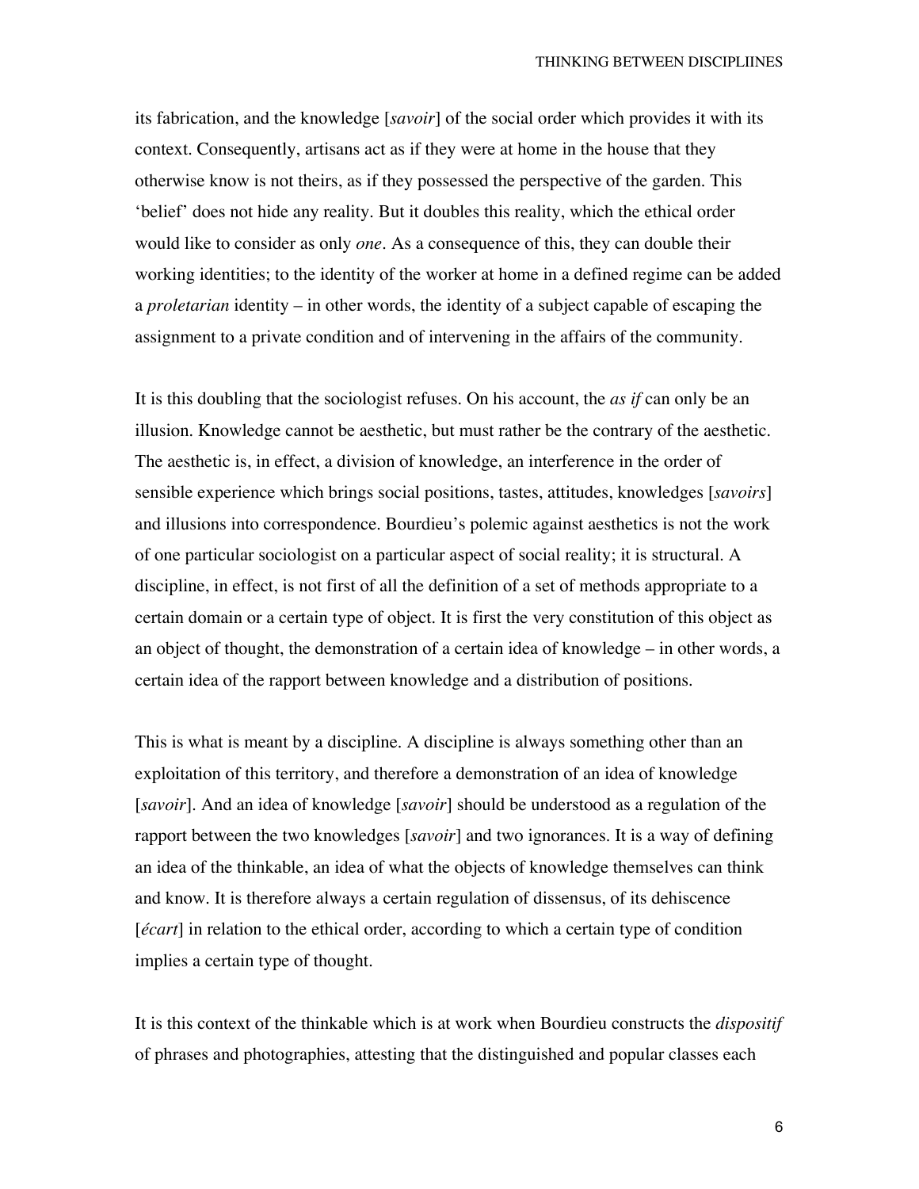its fabrication, and the knowledge [*savoir*] of the social order which provides it with its context. Consequently, artisans act as if they were at home in the house that they otherwise know is not theirs, as if they possessed the perspective of the garden. This 'belief' does not hide any reality. But it doubles this reality, which the ethical order would like to consider as only *one*. As a consequence of this, they can double their working identities; to the identity of the worker at home in a defined regime can be added a *proletarian* identity – in other words, the identity of a subject capable of escaping the assignment to a private condition and of intervening in the affairs of the community.

It is this doubling that the sociologist refuses. On his account, the *as if* can only be an illusion. Knowledge cannot be aesthetic, but must rather be the contrary of the aesthetic. The aesthetic is, in effect, a division of knowledge, an interference in the order of sensible experience which brings social positions, tastes, attitudes, knowledges [*savoirs*] and illusions into correspondence. Bourdieu's polemic against aesthetics is not the work of one particular sociologist on a particular aspect of social reality; it is structural. A discipline, in effect, is not first of all the definition of a set of methods appropriate to a certain domain or a certain type of object. It is first the very constitution of this object as an object of thought, the demonstration of a certain idea of knowledge – in other words, a certain idea of the rapport between knowledge and a distribution of positions.

This is what is meant by a discipline. A discipline is always something other than an exploitation of this territory, and therefore a demonstration of an idea of knowledge [*savoir*]. And an idea of knowledge [*savoir*] should be understood as a regulation of the rapport between the two knowledges [*savoir*] and two ignorances. It is a way of defining an idea of the thinkable, an idea of what the objects of knowledge themselves can think and know. It is therefore always a certain regulation of dissensus, of its dehiscence [*écart*] in relation to the ethical order, according to which a certain type of condition implies a certain type of thought.

It is this context of the thinkable which is at work when Bourdieu constructs the *dispositif* of phrases and photographies, attesting that the distinguished and popular classes each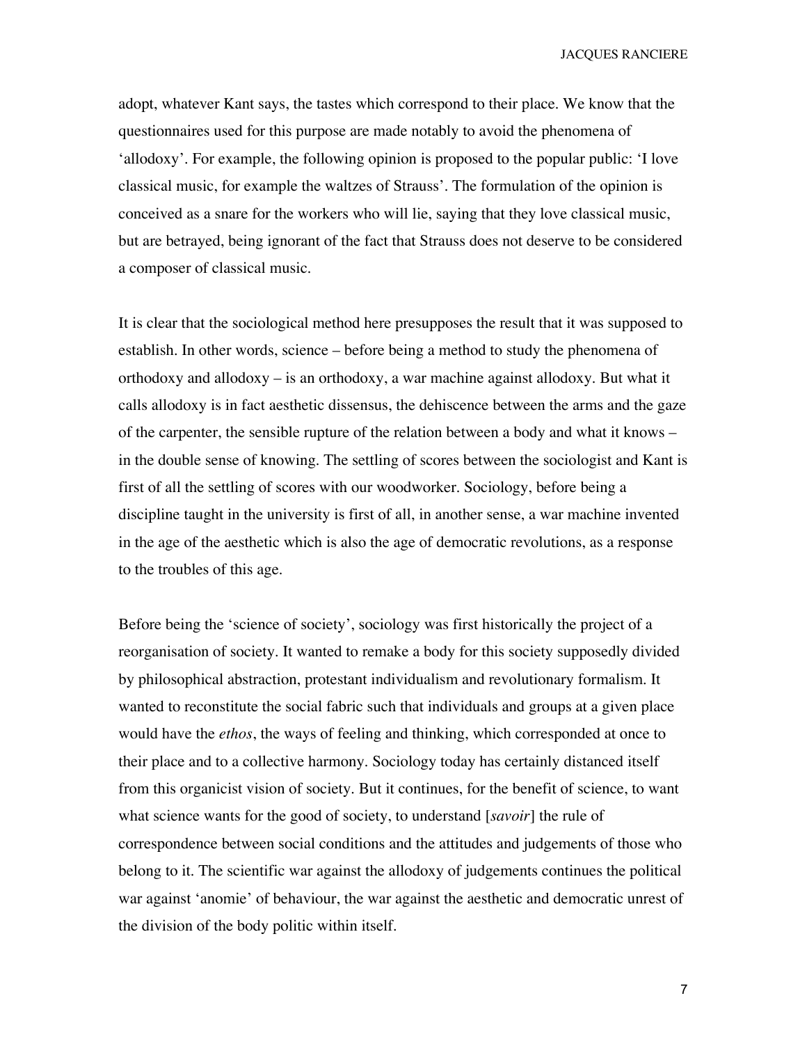adopt, whatever Kant says, the tastes which correspond to their place. We know that the questionnaires used for this purpose are made notably to avoid the phenomena of 'allodoxy'. For example, the following opinion is proposed to the popular public: 'I love classical music, for example the waltzes of Strauss'. The formulation of the opinion is conceived as a snare for the workers who will lie, saying that they love classical music, but are betrayed, being ignorant of the fact that Strauss does not deserve to be considered a composer of classical music.

It is clear that the sociological method here presupposes the result that it was supposed to establish. In other words, science – before being a method to study the phenomena of orthodoxy and allodoxy – is an orthodoxy, a war machine against allodoxy. But what it calls allodoxy is in fact aesthetic dissensus, the dehiscence between the arms and the gaze of the carpenter, the sensible rupture of the relation between a body and what it knows – in the double sense of knowing. The settling of scores between the sociologist and Kant is first of all the settling of scores with our woodworker. Sociology, before being a discipline taught in the university is first of all, in another sense, a war machine invented in the age of the aesthetic which is also the age of democratic revolutions, as a response to the troubles of this age.

Before being the 'science of society', sociology was first historically the project of a reorganisation of society. It wanted to remake a body for this society supposedly divided by philosophical abstraction, protestant individualism and revolutionary formalism. It wanted to reconstitute the social fabric such that individuals and groups at a given place would have the *ethos*, the ways of feeling and thinking, which corresponded at once to their place and to a collective harmony. Sociology today has certainly distanced itself from this organicist vision of society. But it continues, for the benefit of science, to want what science wants for the good of society, to understand [*savoir*] the rule of correspondence between social conditions and the attitudes and judgements of those who belong to it. The scientific war against the allodoxy of judgements continues the political war against 'anomie' of behaviour, the war against the aesthetic and democratic unrest of the division of the body politic within itself.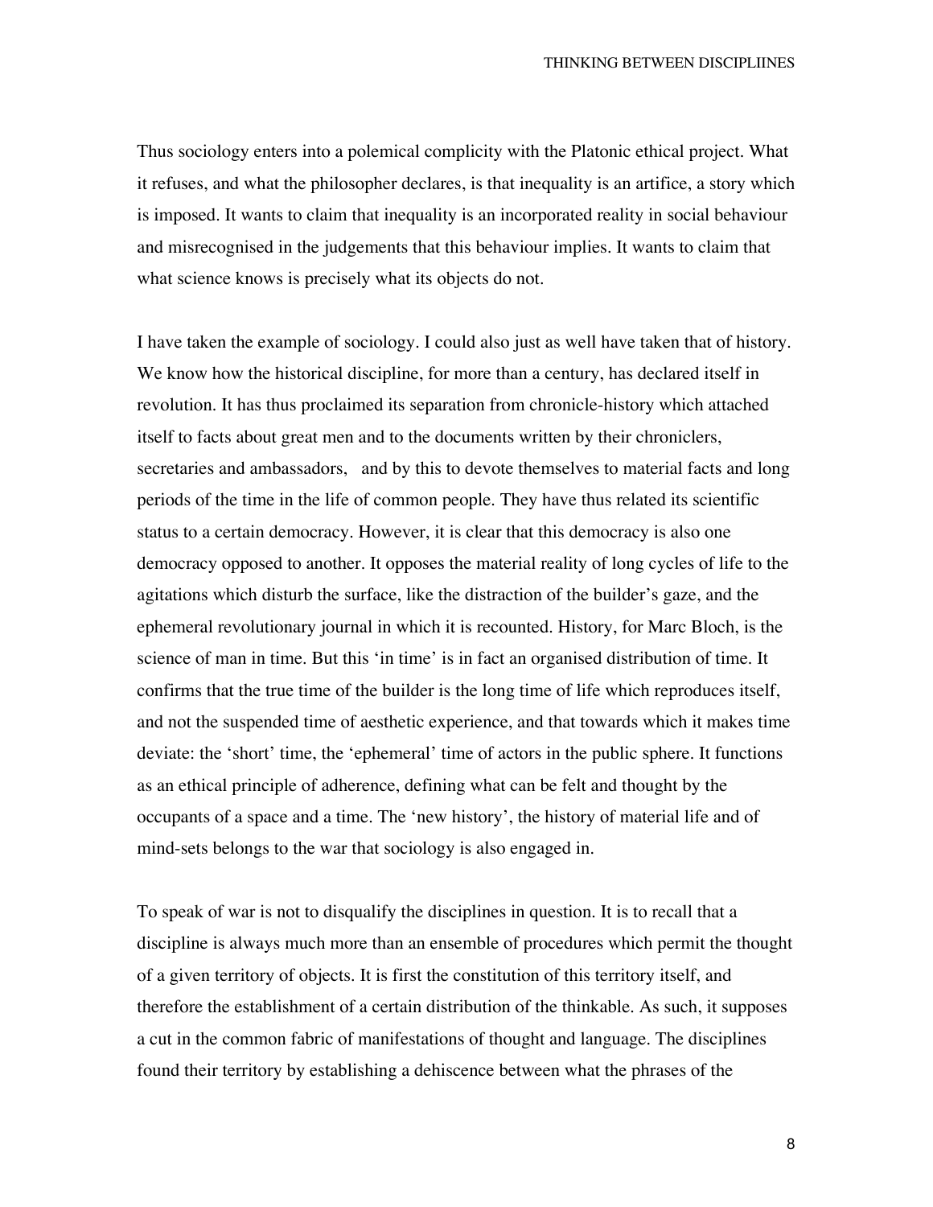Thus sociology enters into a polemical complicity with the Platonic ethical project. What it refuses, and what the philosopher declares, is that inequality is an artifice, a story which is imposed. It wants to claim that inequality is an incorporated reality in social behaviour and misrecognised in the judgements that this behaviour implies. It wants to claim that what science knows is precisely what its objects do not.

I have taken the example of sociology. I could also just as well have taken that of history. We know how the historical discipline, for more than a century, has declared itself in revolution. It has thus proclaimed its separation from chronicle-history which attached itself to facts about great men and to the documents written by their chroniclers, secretaries and ambassadors, and by this to devote themselves to material facts and long periods of the time in the life of common people. They have thus related its scientific status to a certain democracy. However, it is clear that this democracy is also one democracy opposed to another. It opposes the material reality of long cycles of life to the agitations which disturb the surface, like the distraction of the builder's gaze, and the ephemeral revolutionary journal in which it is recounted. History, for Marc Bloch, is the science of man in time. But this 'in time' is in fact an organised distribution of time. It confirms that the true time of the builder is the long time of life which reproduces itself, and not the suspended time of aesthetic experience, and that towards which it makes time deviate: the 'short' time, the 'ephemeral' time of actors in the public sphere. It functions as an ethical principle of adherence, defining what can be felt and thought by the occupants of a space and a time. The 'new history', the history of material life and of mind-sets belongs to the war that sociology is also engaged in.

To speak of war is not to disqualify the disciplines in question. It is to recall that a discipline is always much more than an ensemble of procedures which permit the thought of a given territory of objects. It is first the constitution of this territory itself, and therefore the establishment of a certain distribution of the thinkable. As such, it supposes a cut in the common fabric of manifestations of thought and language. The disciplines found their territory by establishing a dehiscence between what the phrases of the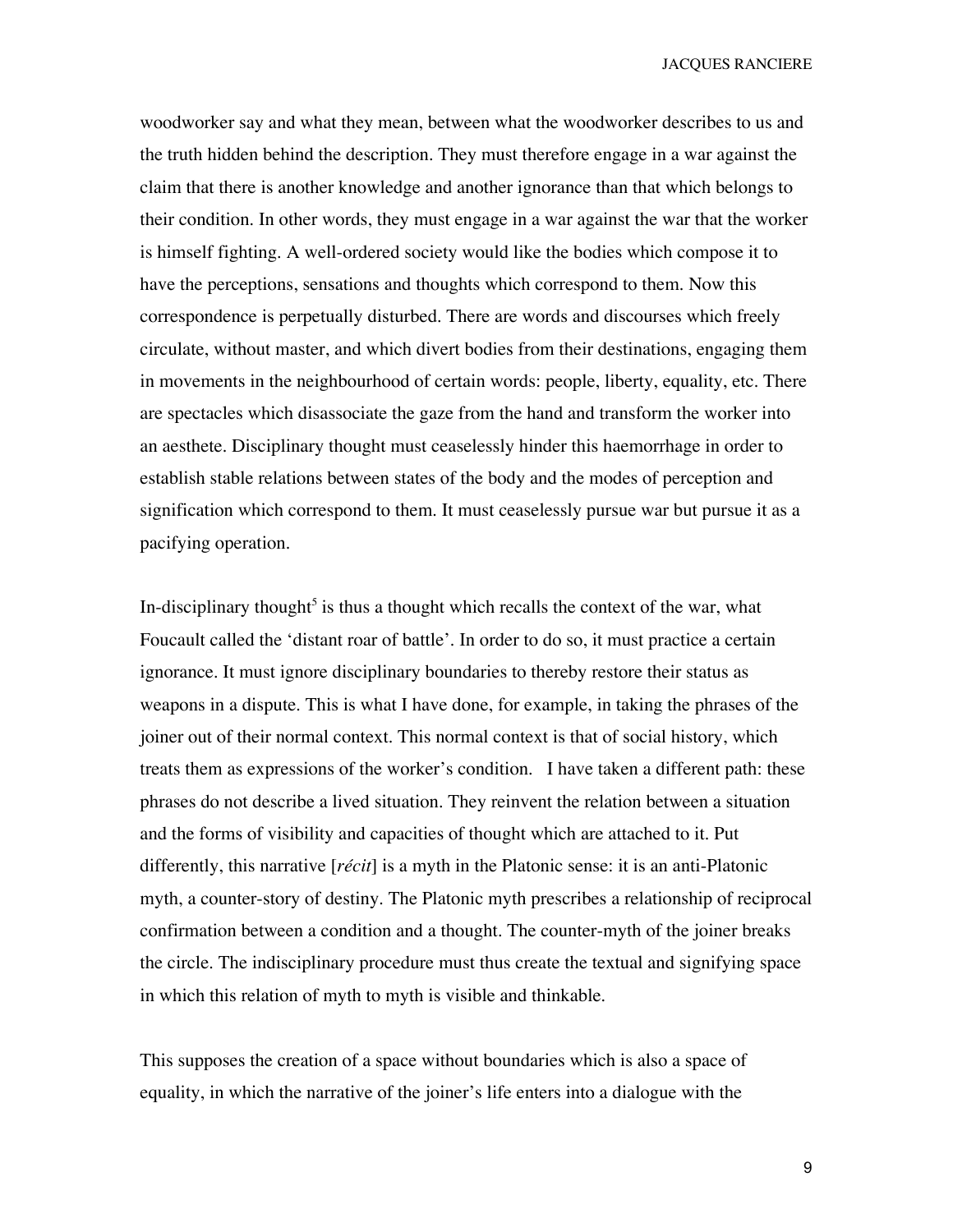woodworker say and what they mean, between what the woodworker describes to us and the truth hidden behind the description. They must therefore engage in a war against the claim that there is another knowledge and another ignorance than that which belongs to their condition. In other words, they must engage in a war against the war that the worker is himself fighting. A well-ordered society would like the bodies which compose it to have the perceptions, sensations and thoughts which correspond to them. Now this correspondence is perpetually disturbed. There are words and discourses which freely circulate, without master, and which divert bodies from their destinations, engaging them in movements in the neighbourhood of certain words: people, liberty, equality, etc. There are spectacles which disassociate the gaze from the hand and transform the worker into an aesthete. Disciplinary thought must ceaselessly hinder this haemorrhage in order to establish stable relations between states of the body and the modes of perception and signification which correspond to them. It must ceaselessly pursue war but pursue it as a pacifying operation.

In-disciplinary thought[5] is thus a thought which recalls the context of the war, what Foucault called the 'distant roar of battle'. In order to do so, it must practice a certain ignorance. It must ignore disciplinary boundaries to thereby restore their status as weapons in a dispute. This is what I have done, for example, in taking the phrases of the joiner out of their normal context. This normal context is that of social history, which treats them as expressions of the worker's condition. I have taken a different path: these phrases do not describe a lived situation. They reinvent the relation between a situation and the forms of visibility and capacities of thought which are attached to it. Put differently, this narrative [*récit*] is a myth in the Platonic sense: it is an anti-Platonic myth, a counter-story of destiny. The Platonic myth prescribes a relationship of reciprocal confirmation between a condition and a thought. The counter-myth of the joiner breaks the circle. The indisciplinary procedure must thus create the textual and signifying space in which this relation of myth to myth is visible and thinkable.

This supposes the creation of a space without boundaries which is also a space of equality, in which the narrative of the joiner's life enters into a dialogue with the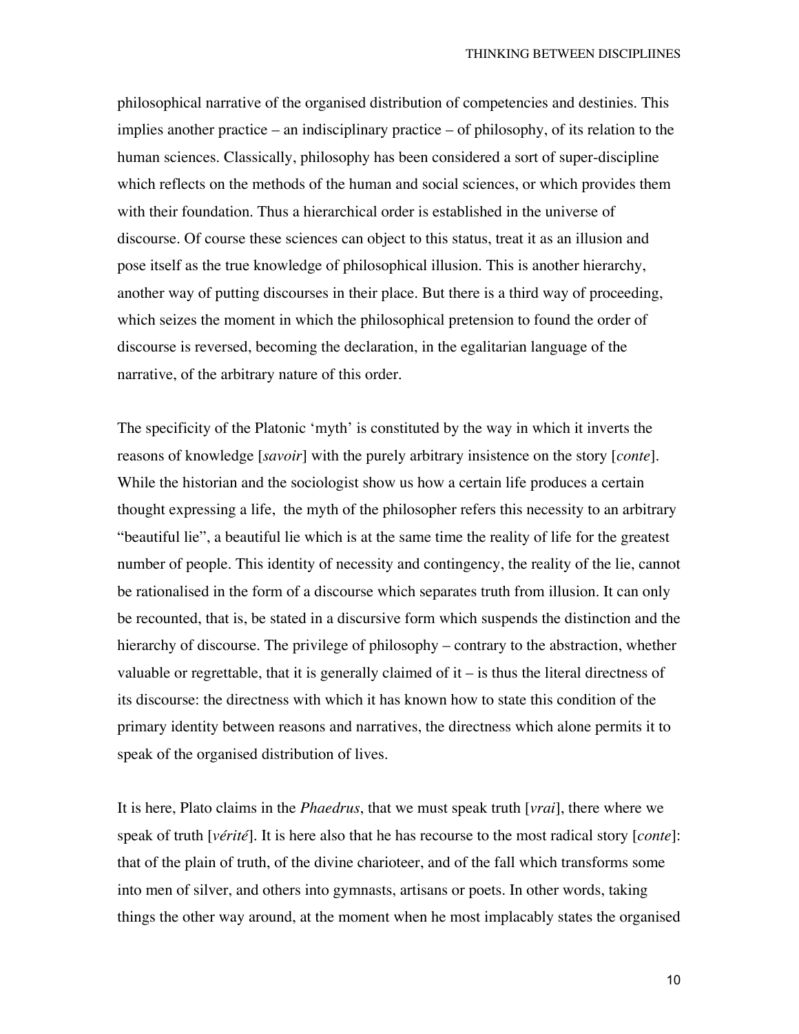philosophical narrative of the organised distribution of competencies and destinies. This implies another practice – an indisciplinary practice – of philosophy, of its relation to the human sciences. Classically, philosophy has been considered a sort of super-discipline which reflects on the methods of the human and social sciences, or which provides them with their foundation. Thus a hierarchical order is established in the universe of discourse. Of course these sciences can object to this status, treat it as an illusion and pose itself as the true knowledge of philosophical illusion. This is another hierarchy, another way of putting discourses in their place. But there is a third way of proceeding, which seizes the moment in which the philosophical pretension to found the order of discourse is reversed, becoming the declaration, in the egalitarian language of the narrative, of the arbitrary nature of this order.

The specificity of the Platonic 'myth' is constituted by the way in which it inverts the reasons of knowledge [*savoir*] with the purely arbitrary insistence on the story [*conte*]. While the historian and the sociologist show us how a certain life produces a certain thought expressing a life, the myth of the philosopher refers this necessity to an arbitrary "beautiful lie", a beautiful lie which is at the same time the reality of life for the greatest number of people. This identity of necessity and contingency, the reality of the lie, cannot be rationalised in the form of a discourse which separates truth from illusion. It can only be recounted, that is, be stated in a discursive form which suspends the distinction and the hierarchy of discourse. The privilege of philosophy – contrary to the abstraction, whether valuable or regrettable, that it is generally claimed of it – is thus the literal directness of its discourse: the directness with which it has known how to state this condition of the primary identity between reasons and narratives, the directness which alone permits it to speak of the organised distribution of lives.

It is here, Plato claims in the *Phaedrus*, that we must speak truth [*vrai*], there where we speak of truth [*vérité*]. It is here also that he has recourse to the most radical story [*conte*]: that of the plain of truth, of the divine charioteer, and of the fall which transforms some into men of silver, and others into gymnasts, artisans or poets. In other words, taking things the other way around, at the moment when he most implacably states the organised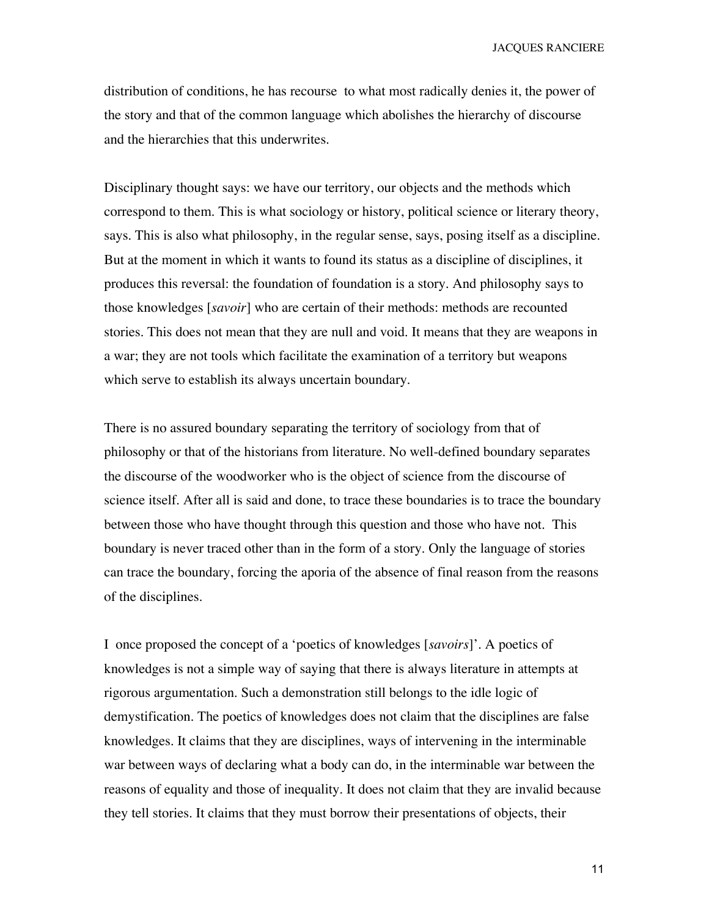distribution of conditions, he has recourse to what most radically denies it, the power of the story and that of the common language which abolishes the hierarchy of discourse and the hierarchies that this underwrites.

Disciplinary thought says: we have our territory, our objects and the methods which correspond to them. This is what sociology or history, political science or literary theory, says. This is also what philosophy, in the regular sense, says, posing itself as a discipline. But at the moment in which it wants to found its status as a discipline of disciplines, it produces this reversal: the foundation of foundation is a story. And philosophy says to those knowledges [*savoir*] who are certain of their methods: methods are recounted stories. This does not mean that they are null and void. It means that they are weapons in a war; they are not tools which facilitate the examination of a territory but weapons which serve to establish its always uncertain boundary.

There is no assured boundary separating the territory of sociology from that of philosophy or that of the historians from literature. No well-defined boundary separates the discourse of the woodworker who is the object of science from the discourse of science itself. After all is said and done, to trace these boundaries is to trace the boundary between those who have thought through this question and those who have not. This boundary is never traced other than in the form of a story. Only the language of stories can trace the boundary, forcing the aporia of the absence of final reason from the reasons of the disciplines.

I once proposed the concept of a 'poetics of knowledges [*savoirs*]'. A poetics of knowledges is not a simple way of saying that there is always literature in attempts at rigorous argumentation. Such a demonstration still belongs to the idle logic of demystification. The poetics of knowledges does not claim that the disciplines are false knowledges. It claims that they are disciplines, ways of intervening in the interminable war between ways of declaring what a body can do, in the interminable war between the reasons of equality and those of inequality. It does not claim that they are invalid because they tell stories. It claims that they must borrow their presentations of objects, their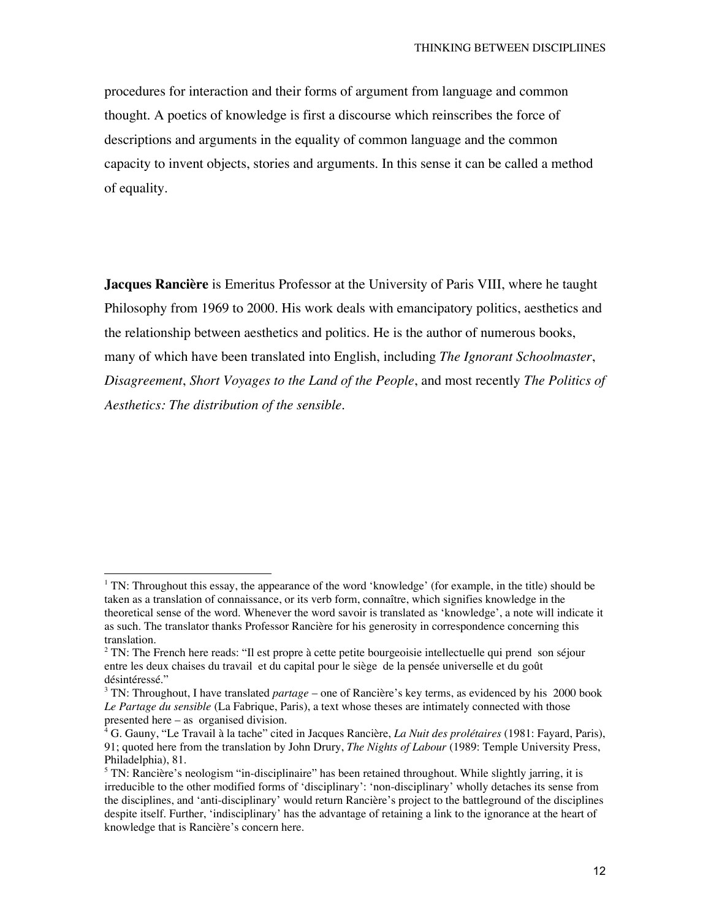procedures for interaction and their forms of argument from language and common thought. A poetics of knowledge is first a discourse which reinscribes the force of descriptions and arguments in the equality of common language and the common capacity to invent objects, stories and arguments. In this sense it can be called a method of equality.

**Jacques Rancière** is Emeritus Professor at the University of Paris VIII, where he taught Philosophy from 1969 to 2000. His work deals with emancipatory politics, aesthetics and the relationship between aesthetics and politics. He is the author of numerous books, many of which have been translated into English, including *The Ignorant Schoolmaster*, *Disagreement*, *Short Voyages to the Land of the People*, and most recently *The Politics of Aesthetics: The distribution of the sensible*.

---

[1] TN: Throughout this essay, the appearance of the word 'knowledge' (for example, in the title) should be taken as a translation of connaissance, or its verb form, connaître, which signifies knowledge in the theoretical sense of the word. Whenever the word savoir is translated as 'knowledge', a note will indicate it as such. The translator thanks Professor Rancière for his generosity in correspondence concerning this translation.

[2] TN: The French here reads: "Il est propre à cette petite bourgeoisie intellectuelle qui prend son séjour entre les deux chaises du travail et du capital pour le siège de la pensée universelle et du goût désintéressé."

[3] TN: Throughout, I have translated *partage* – one of Rancière's key terms, as evidenced by his 2000 book *Le Partage du sensible* (La Fabrique, Paris), a text whose theses are intimately connected with those presented here – as organised division.

[4] G. Gauny, "Le Travail à la tache" cited in Jacques Rancière, *La Nuit des prolétaires* (1981: Fayard, Paris), 91; quoted here from the translation by John Drury, *The Nights of Labour* (1989: Temple University Press, Philadelphia), 81.

[5] TN: Rancière's neologism "in-disciplinaire" has been retained throughout. While slightly jarring, it is irreducible to the other modified forms of 'disciplinary': 'non-disciplinary' wholly detaches its sense from the disciplines, and 'anti-disciplinary' would return Rancière's project to the battleground of the disciplines despite itself. Further, 'indisciplinary' has the advantage of retaining a link to the ignorance at the heart of knowledge that is Rancière's concern here.